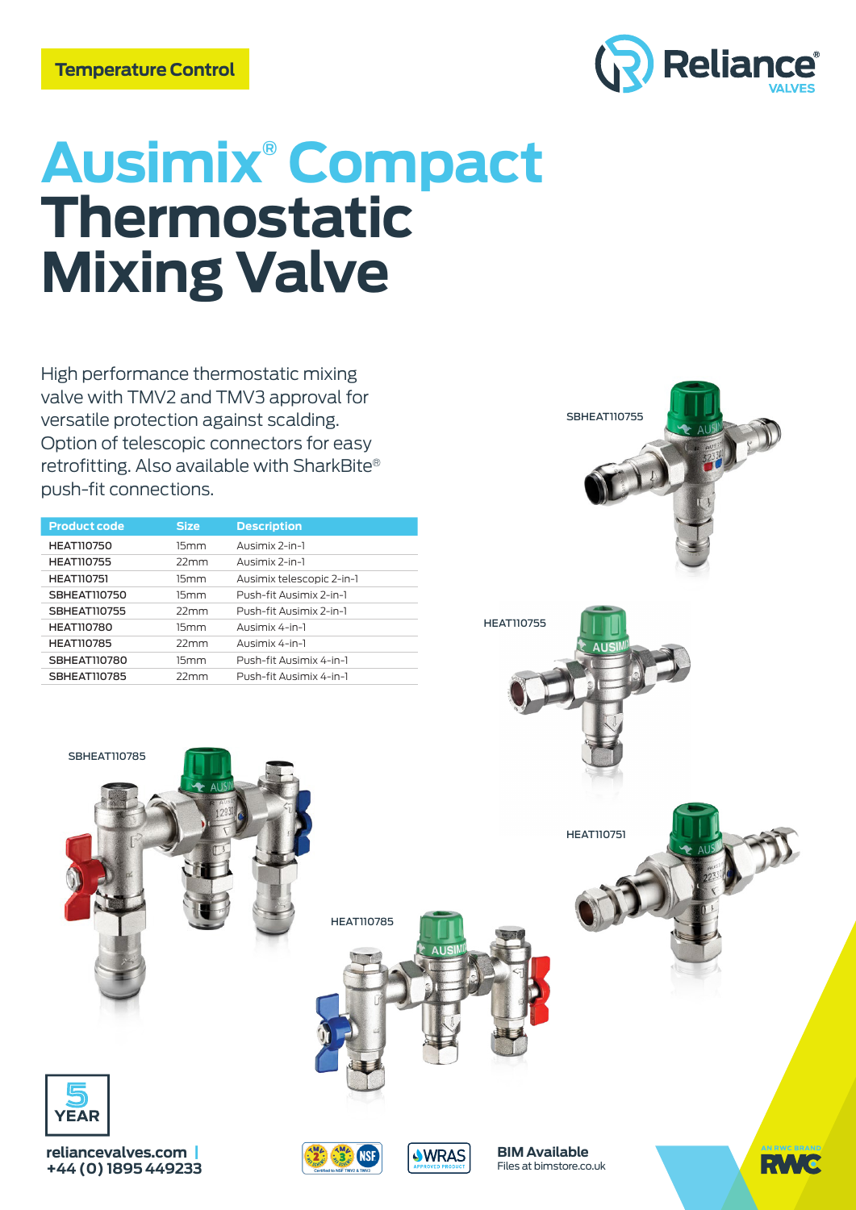Temperature Control

# Ausimix® Compact Thermostatic Mixing Valve

High performance thermostatic mixing valve with TMV2 and TMV3 approval for versatile protection against scalding. Option of telescopic connectors for easy retrofitting. Also available with SharkBite® push-fit connections.

| Product code | Size | Description |
|---|---|---|
| HEAT110750 | 15mm | Ausimix 2-in-1 |
| HEAT110755 | 22mm | Ausimix 2-in-1 |
| HEAT110751 | 15mm | Ausimix telescopic 2-in-1 |
| SBHEAT110750 | 15mm | Push-fit Ausimix 2-in-1 |
| SBHEAT110755 | 22mm | Push-fit Ausimix 2-in-1 |
| HEAT110780 | 15mm | Ausimix 4-in-1 |
| HEAT110785 | 22mm | Ausimix 4-in-1 |
| SBHEAT110780 | 15mm | Push-fit Ausimix 4-in-1 |
| SBHEAT110785 | 22mm | Push-fit Ausimix 4-in-1 |

SBHEAT110755

HEAT110755

SBHEAT110785

HEAT110751

HEAT110785

5 YEAR

**reliancevalves.com**
**+44 (0) 1895 449233**

**BIM Available**
Files at bimstore.co.uk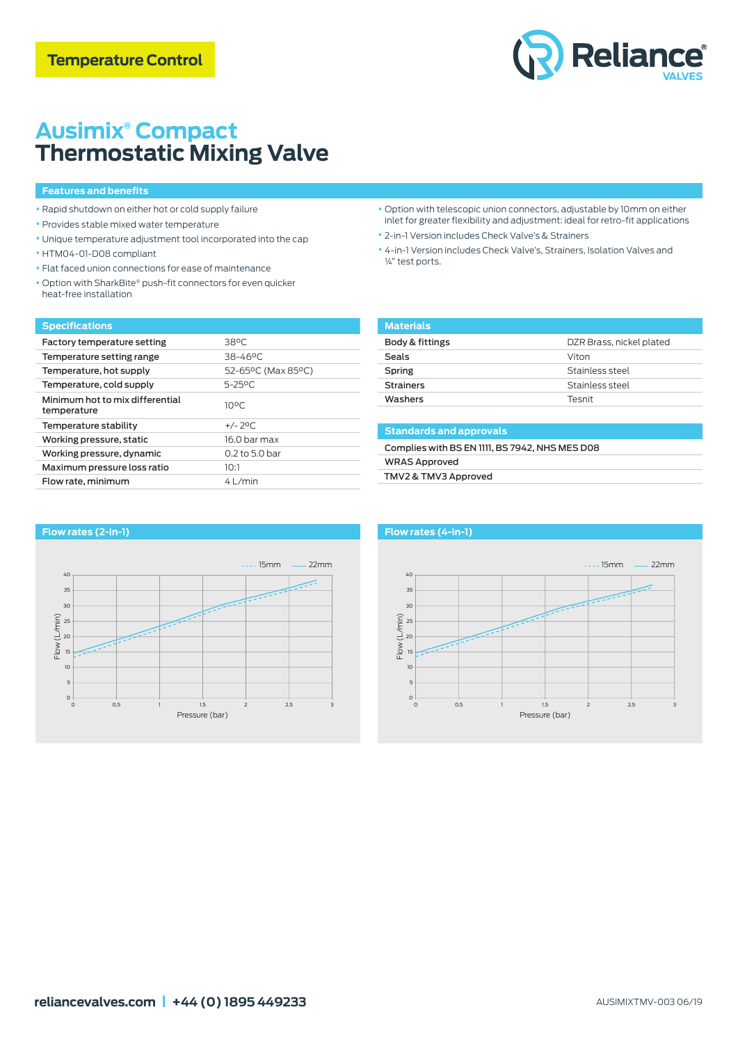Temperature Control

Reliance VALVES

# Ausimix® Compact
# Thermostatic Mixing Valve

## Features and benefits

- Rapid shutdown on either hot or cold supply failure
- Provides stable mixed water temperature
- Unique temperature adjustment tool incorporated into the cap
- HTM04-01-D08 compliant
- Flat faced union connections for ease of maintenance
- Option with SharkBite® push-fit connectors for even quicker heat-free installation
- Option with telescopic union connectors, adjustable by 10mm on either inlet for greater flexibility and adjustment: ideal for retro-fit applications
- 2-in-1 Version includes Check Valve's & Strainers
- 4-in-1 Version includes Check Valve's, Strainers, Isolation Valves and ¼" test ports.

## Specifications

| Specifications | |
|---|---|
| Factory temperature setting | 38ºC |
| Temperature setting range | 38-46ºC |
| Temperature, hot supply | 52-65ºC (Max 85ºC) |
| Temperature, cold supply | 5-25ºC |
| Minimum hot to mix differential temperature | 10ºC |
| Temperature stability | +/- 2ºC |
| Working pressure, static | 16.0 bar max |
| Working pressure, dynamic | 0.2 to 5.0 bar |
| Maximum pressure loss ratio | 10:1 |
| Flow rate, minimum | 4 L/min |

## Materials

| Materials | |
|---|---|
| Body & fittings | DZR Brass, nickel plated |
| Seals | Viton |
| Spring | Stainless steel |
| Strainers | Stainless steel |
| Washers | Tesnit |

## Standards and approvals

- Complies with BS EN 1111, BS 7942, NHS MES D08
- WRAS Approved
- TMV2 & TMV3 Approved

## Flow rates (2-in-1)

Legend: 15mm (dashed), 22mm (solid)

Flow (L/min) vs Pressure (bar)

## Flow rates (4-in-1)

Legend: 15mm (dashed), 22mm (solid)

Flow (L/min) vs Pressure (bar)

reliancevalves.com | +44 (0) 1895 449233

AUSIMIXTMV-003 06/19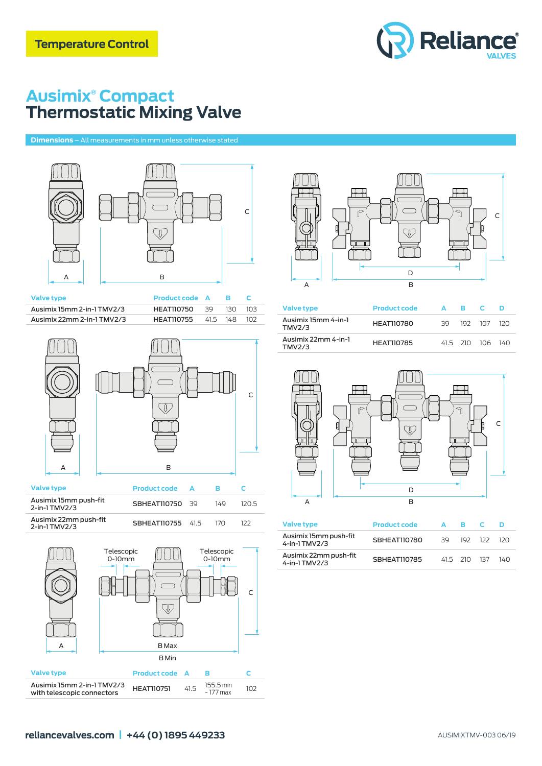Temperature Control

# Ausimix® Compact
# Thermostatic Mixing Valve

**Dimensions** – All measurements in mm unless otherwise stated

A

B

C

| Valve type | Product code | A | B | C |
|---|---|---|---|---|
| Ausimix 15mm 2-in-1 TMV2/3 | HEAT110750 | 39 | 130 | 103 |
| Ausimix 22mm 2-in-1 TMV2/3 | HEAT110755 | 41.5 | 148 | 102 |

A

B

C

| Valve type | Product code | A | B | C |
|---|---|---|---|---|
| Ausimix 15mm push-fit 2-in-1 TMV2/3 | SBHEAT110750 | 39 | 149 | 120.5 |
| Ausimix 22mm push-fit 2-in-1 TMV2/3 | SBHEAT110755 | 41.5 | 170 | 122 |

Telescopic 0-10mm

Telescopic 0-10mm

A

B Max

B Min

C

| Valve type | Product code | A | B | C |
|---|---|---|---|---|
| Ausimix 15mm 2-in-1 TMV2/3 with telescopic connectors | HEAT110751 | 41.5 | 155.5 min - 177 max | 102 |

A

D

B

C

| Valve type | Product code | A | B | C | D |
|---|---|---|---|---|---|
| Ausimix 15mm 4-in-1 TMV2/3 | HEAT110780 | 39 | 192 | 107 | 120 |
| Ausimix 22mm 4-in-1 TMV2/3 | HEAT110785 | 41.5 | 210 | 106 | 140 |

A

D

B

C

| Valve type | Product code | A | B | C | D |
|---|---|---|---|---|---|
| Ausimix 15mm push-fit 4-in-1 TMV2/3 | SBHEAT110780 | 39 | 192 | 122 | 120 |
| Ausimix 22mm push-fit 4-in-1 TMV2/3 | SBHEAT110785 | 41.5 | 210 | 137 | 140 |

reliancevalves.com | +44 (0) 1895 449233

AUSIMIXTMV-003 06/19